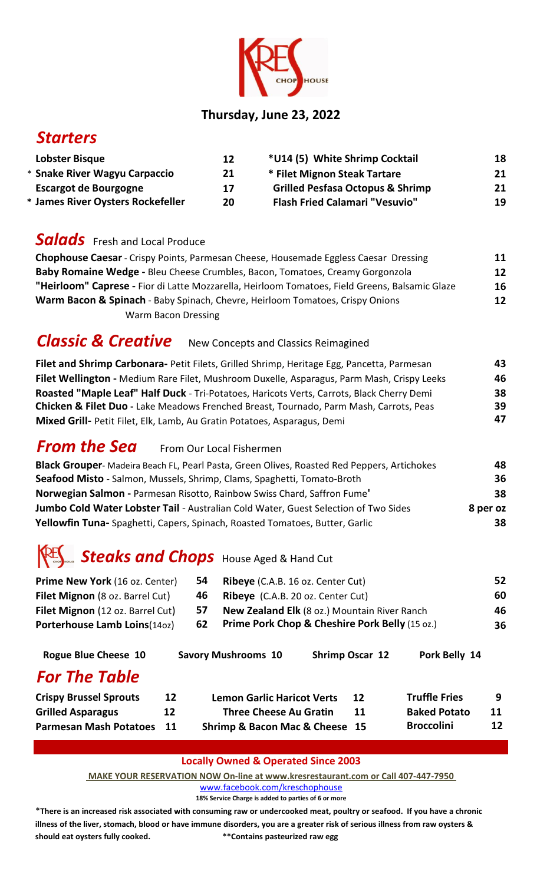# KRES CHOP HOUSE

**Thursday, June 23, 2022**

## *Starters*

| | | | |
|---|---|---|---|
| **Lobster Bisque** | **12** | **\*U14 (5) White Shrimp Cocktail** | **18** |
| \* **Snake River Wagyu Carpaccio** | **21** | **\* Filet Mignon Steak Tartare** | **21** |
| **Escargot de Bourgogne** | **17** | **Grilled Pesfasa Octopus & Shrimp** | **21** |
| \* **James River Oysters Rockefeller** | **20** | **Flash Fried Calamari "Vesuvio"** | **19** |

## *Salads* Fresh and Local Produce

| | |
|---|---|
| **Chophouse Caesar** - Crispy Points, Parmesan Cheese, Housemade Eggless Caesar Dressing | **11** |
| **Baby Romaine Wedge -** Bleu Cheese Crumbles, Bacon, Tomatoes, Creamy Gorgonzola | **12** |
| **"Heirloom" Caprese -** Fior di Latte Mozzarella, Heirloom Tomatoes, Field Greens, Balsamic Glaze | **16** |
| **Warm Bacon & Spinach** - Baby Spinach, Chevre, Heirloom Tomatoes, Crispy Onions Warm Bacon Dressing | **12** |

## *Classic & Creative* New Concepts and Classics Reimagined

| | |
|---|---|
| **Filet and Shrimp Carbonara-** Petit Filets, Grilled Shrimp, Heritage Egg, Pancetta, Parmesan | **43** |
| **Filet Wellington -** Medium Rare Filet, Mushroom Duxelle, Asparagus, Parm Mash, Crispy Leeks | **46** |
| **Roasted "Maple Leaf" Half Duck** - Tri-Potatoes, Haricots Verts, Carrots, Black Cherry Demi | **38** |
| **Chicken & Filet Duo -** Lake Meadows Frenched Breast, Tournado, Parm Mash, Carrots, Peas | **39** |
| **Mixed Grill-** Petit Filet, Elk, Lamb, Au Gratin Potatoes, Asparagus, Demi | **47** |

## *From the Sea* From Our Local Fishermen

| | |
|---|---|
| **Black Grouper**- Madeira Beach FL, Pearl Pasta, Green Olives, Roasted Red Peppers, Artichokes | **48** |
| **Seafood Misto** - Salmon, Mussels, Shrimp, Clams, Spaghetti, Tomato-Broth | **36** |
| **Norwegian Salmon -** Parmesan Risotto, Rainbow Swiss Chard, Saffron Fume' | **38** |
| **Jumbo Cold Water Lobster Tail** - Australian Cold Water, Guest Selection of Two Sides | **8 per oz** |
| **Yellowfin Tuna-** Spaghetti, Capers, Spinach, Roasted Tomatoes, Butter, Garlic | **38** |

## *Steaks and Chops* House Aged & Hand Cut

| | | | |
|---|---|---|---|
| **Prime New York** (16 oz. Center) | **54** | **Ribeye** (C.A.B. 16 oz. Center Cut) | **52** |
| **Filet Mignon** (8 oz. Barrel Cut) | **46** | **Ribeye** (C.A.B. 20 oz. Center Cut) | **60** |
| **Filet Mignon** (12 oz. Barrel Cut) | **57** | **New Zealand Elk** (8 oz.) Mountain River Ranch | **46** |
| **Porterhouse Lamb Loins**(14oz) | **62** | **Prime Pork Chop & Cheshire Pork Belly** (15 oz.) | **36** |

**Rogue Blue Cheese 10** **Savory Mushrooms 10** **Shrimp Oscar 12** **Pork Belly 14**

## *For The Table*

| | | | | | |
|---|---|---|---|---|---|
| **Crispy Brussel Sprouts** | **12** | **Lemon Garlic Haricot Verts** | **12** | **Truffle Fries** | **9** |
| **Grilled Asparagus** | **12** | **Three Cheese Au Gratin** | **11** | **Baked Potato** | **11** |
| **Parmesan Mash Potatoes** | **11** | **Shrimp & Bacon Mac & Cheese** | **15** | **Broccolini** | **12** |

**Locally Owned & Operated Since 2003**

**MAKE YOUR RESERVATION NOW On-line at www.kresrestaurant.com or Call 407-447-7950**

www.facebook.com/kreschophouse

**18% Service Charge is added to parties of 6 or more**

\***There is an increased risk associated with consuming raw or undercooked meat, poultry or seafood. If you have a chronic illness of the liver, stomach, blood or have immune disorders, you are a greater risk of serious illness from raw oysters & should eat oysters fully cooked.** **\*\*Contains pasteurized raw egg**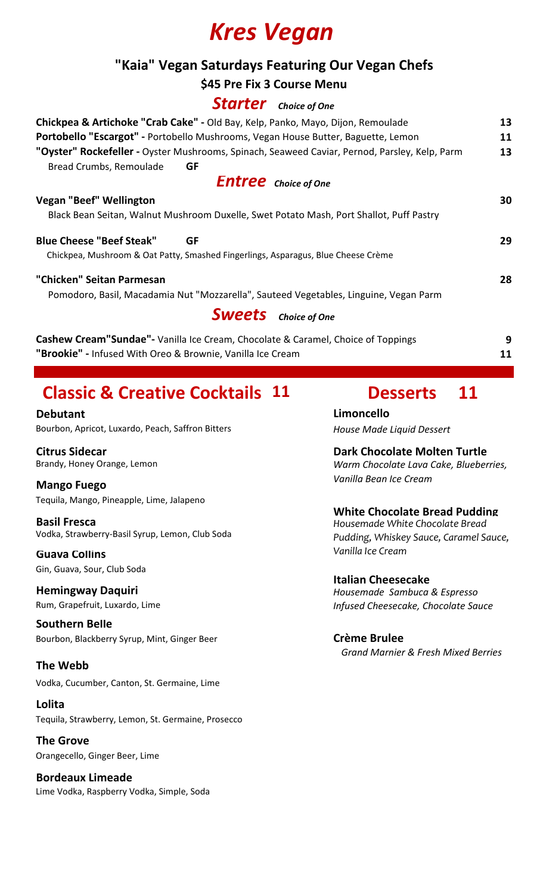# Kres Vegan

## "Kaia" Vegan Saturdays Featuring Our Vegan Chefs

### $45 Pre Fix 3 Course Menu

### *Starter* *Choice of One*

**Chickpea & Artichoke "Crab Cake" -** Old Bay, Kelp, Panko, Mayo, Dijon, Remoulade 13

**Portobello "Escargot" -** Portobello Mushrooms, Vegan House Butter, Baguette, Lemon 11

**"Oyster" Rockefeller -** Oyster Mushrooms, Spinach, Seaweed Caviar, Pernod, Parsley, Kelp, Parm Bread Crumbs, Remoulade **GF** 13

### *Entree* *Choice of One*

**Vegan "Beef" Wellington** 30
Black Bean Seitan, Walnut Mushroom Duxelle, Swet Potato Mash, Port Shallot, Puff Pastry

**Blue Cheese "Beef Steak"** **GF** 29
Chickpea, Mushroom & Oat Patty, Smashed Fingerlings, Asparagus, Blue Cheese Crème

**"Chicken" Seitan Parmesan** 28
Pomodoro, Basil, Macadamia Nut "Mozzarella", Sauteed Vegetables, Linguine, Vegan Parm

### *Sweets* *Choice of One*

**Cashew Cream"Sundae"-** Vanilla Ice Cream, Chocolate & Caramel, Choice of Toppings 9

**"Brookie" -** Infused With Oreo & Brownie, Vanilla Ice Cream 11

## Classic & Creative Cocktails 11

**Debutant**
Bourbon, Apricot, Luxardo, Peach, Saffron Bitters

**Citrus Sidecar**
Brandy, Honey Orange, Lemon

**Mango Fuego**
Tequila, Mango, Pineapple, Lime, Jalapeno

**Basil Fresca**
Vodka, Strawberry-Basil Syrup, Lemon, Club Soda

**Guava Collins**
Gin, Guava, Sour, Club Soda

**Hemingway Daquiri**
Rum, Grapefruit, Luxardo, Lime

**Southern Belle**
Bourbon, Blackberry Syrup, Mint, Ginger Beer

**The Webb**
Vodka, Cucumber, Canton, St. Germaine, Lime

**Lolita**
Tequila, Strawberry, Lemon, St. Germaine, Prosecco

**The Grove**
Orangecello, Ginger Beer, Lime

**Bordeaux Limeade**
Lime Vodka, Raspberry Vodka, Simple, Soda

## Desserts 11

**Limoncello**
*House Made Liquid Dessert*

**Dark Chocolate Molten Turtle**
*Warm Chocolate Lava Cake, Blueberries, Vanilla Bean Ice Cream*

**White Chocolate Bread Pudding**
*Housemade White Chocolate Bread Pudding, Whiskey Sauce, Caramel Sauce, Vanilla Ice Cream*

**Italian Cheesecake**
*Housemade Sambuca & Espresso Infused Cheesecake, Chocolate Sauce*

**Crème Brulee**
*Grand Marnier & Fresh Mixed Berries*